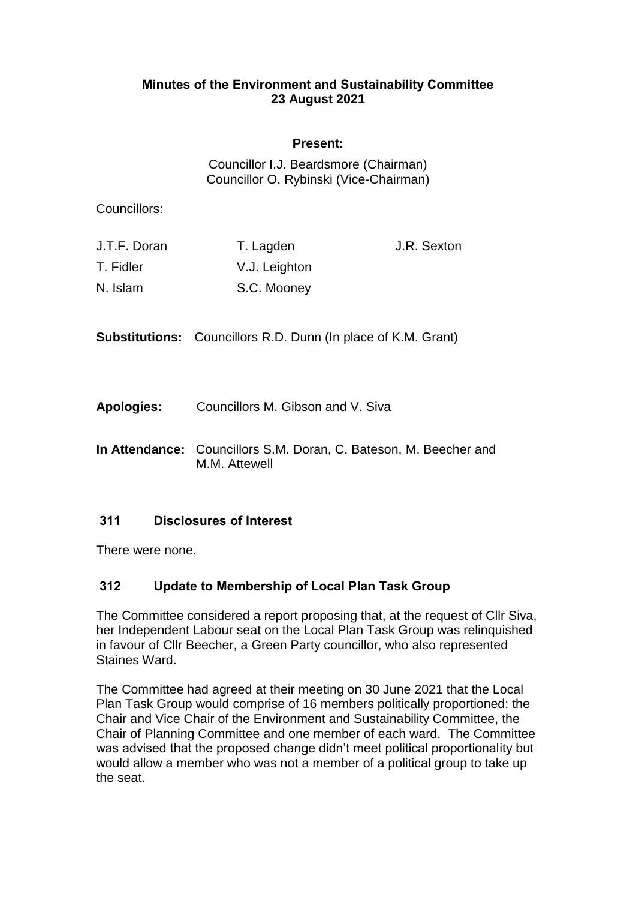# Minutes of the Environment and Sustainability Committee
## 23 August 2021

**Present:**

Councillor I.J. Beardsmore (Chairman)
Councillor O. Rybinski (Vice-Chairman)

Councillors:

| | | |
|---|---|---|
| J.T.F. Doran | T. Lagden | J.R. Sexton |
| T. Fidler | V.J. Leighton | |
| N. Islam | S.C. Mooney | |

**Substitutions:** Councillors R.D. Dunn (In place of K.M. Grant)

**Apologies:** Councillors M. Gibson and V. Siva

**In Attendance:** Councillors S.M. Doran, C. Bateson, M. Beecher and M.M. Attewell

### 311 Disclosures of Interest

There were none.

### 312 Update to Membership of Local Plan Task Group

The Committee considered a report proposing that, at the request of Cllr Siva, her Independent Labour seat on the Local Plan Task Group was relinquished in favour of Cllr Beecher, a Green Party councillor, who also represented Staines Ward.

The Committee had agreed at their meeting on 30 June 2021 that the Local Plan Task Group would comprise of 16 members politically proportioned: the Chair and Vice Chair of the Environment and Sustainability Committee, the Chair of Planning Committee and one member of each ward. The Committee was advised that the proposed change didn't meet political proportionality but would allow a member who was not a member of a political group to take up the seat.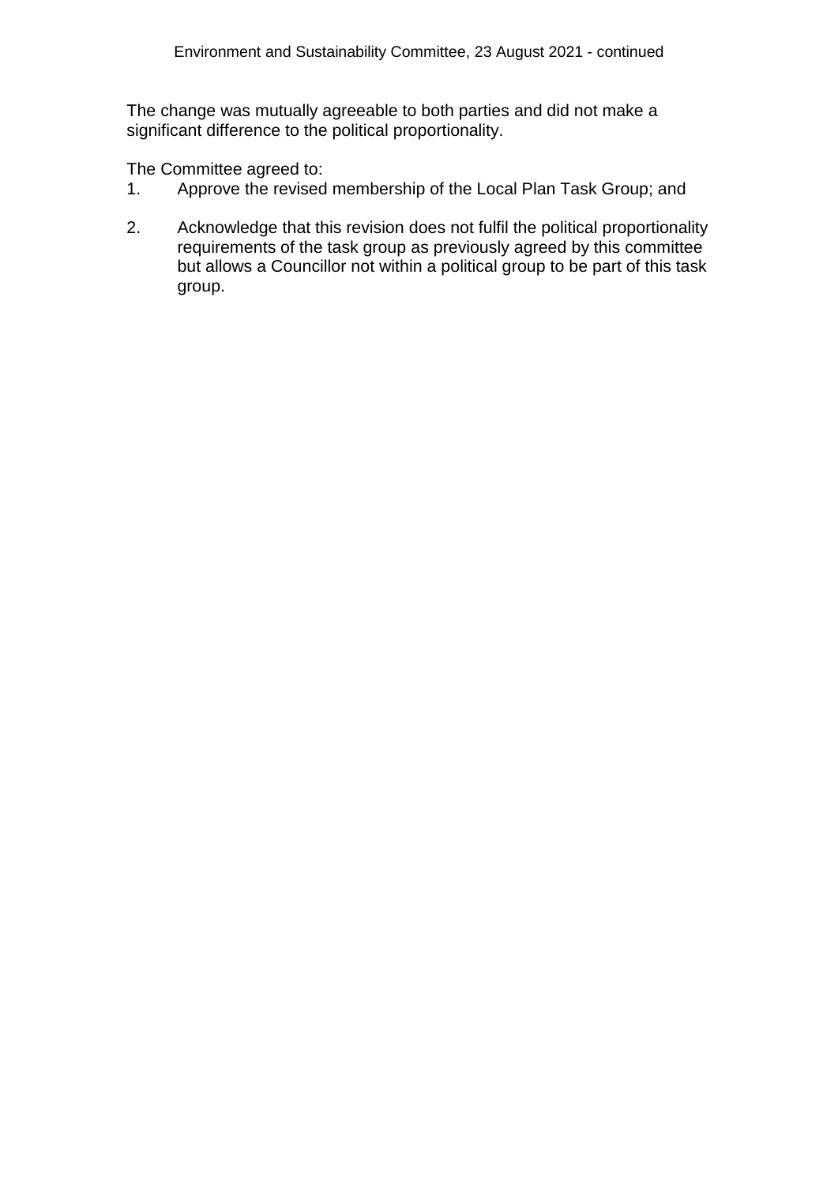The change was mutually agreeable to both parties and did not make a significant difference to the political proportionality.

The Committee agreed to:

1. Approve the revised membership of the Local Plan Task Group; and
2. Acknowledge that this revision does not fulfil the political proportionality requirements of the task group as previously agreed by this committee but allows a Councillor not within a political group to be part of this task group.